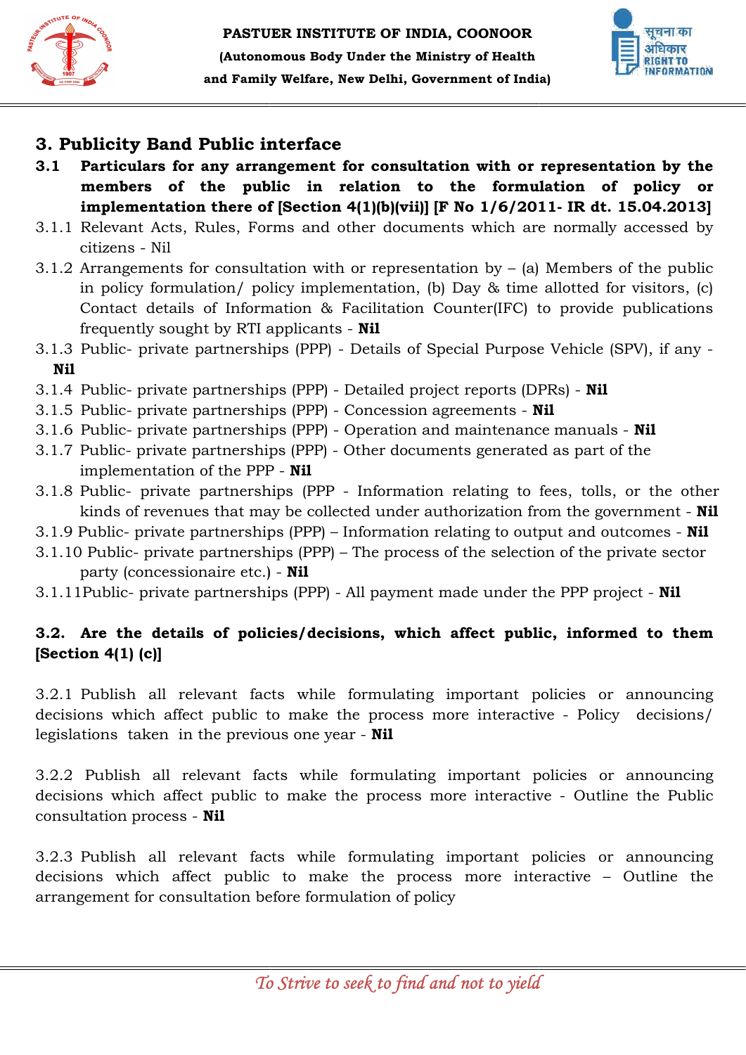## 3. Publicity Band Public interface

**3.1 Particulars for any arrangement for consultation with or representation by the members of the public in relation to the formulation of policy or implementation there of [Section 4(1)(b)(vii)] [F No 1/6/2011- IR dt. 15.04.2013]**

3.1.1 Relevant Acts, Rules, Forms and other documents which are normally accessed by citizens - Nil

3.1.2 Arrangements for consultation with or representation by – (a) Members of the public in policy formulation/ policy implementation, (b) Day & time allotted for visitors, (c) Contact details of Information & Facilitation Counter(IFC) to provide publications frequently sought by RTI applicants - **Nil**

3.1.3 Public- private partnerships (PPP) - Details of Special Purpose Vehicle (SPV), if any - **Nil**

3.1.4 Public- private partnerships (PPP) - Detailed project reports (DPRs) - **Nil**

3.1.5 Public- private partnerships (PPP) - Concession agreements - **Nil**

3.1.6 Public- private partnerships (PPP) - Operation and maintenance manuals - **Nil**

3.1.7 Public- private partnerships (PPP) - Other documents generated as part of the implementation of the PPP - **Nil**

3.1.8 Public- private partnerships (PPP - Information relating to fees, tolls, or the other kinds of revenues that may be collected under authorization from the government - **Nil**

3.1.9 Public- private partnerships (PPP) – Information relating to output and outcomes - **Nil**

3.1.10 Public- private partnerships (PPP) – The process of the selection of the private sector party (concessionaire etc.) - **Nil**

3.1.11Public- private partnerships (PPP) - All payment made under the PPP project - **Nil**

**3.2. Are the details of policies/decisions, which affect public, informed to them [Section 4(1) (c)]**

3.2.1 Publish all relevant facts while formulating important policies or announcing decisions which affect public to make the process more interactive - Policy decisions/ legislations taken in the previous one year - **Nil**

3.2.2 Publish all relevant facts while formulating important policies or announcing decisions which affect public to make the process more interactive - Outline the Public consultation process - **Nil**

3.2.3 Publish all relevant facts while formulating important policies or announcing decisions which affect public to make the process more interactive – Outline the arrangement for consultation before formulation of policy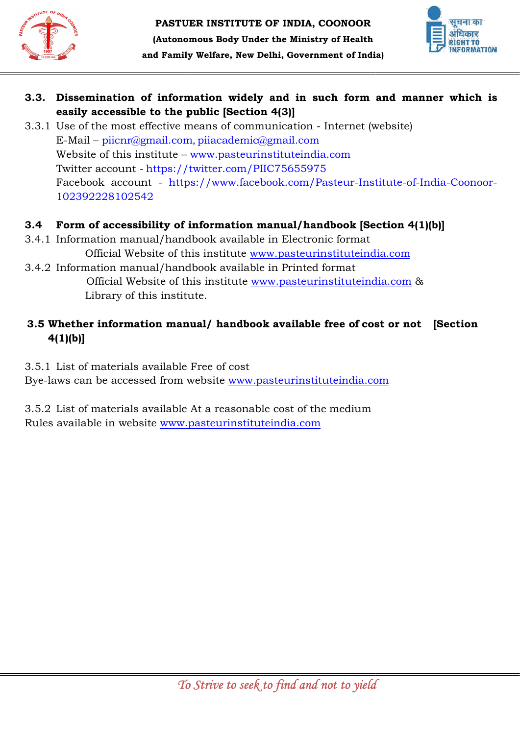### 3.3. Dissemination of information widely and in such form and manner which is easily accessible to the public [Section 4(3)]

3.3.1 Use of the most effective means of communication - Internet (website)

E-Mail – piicnr@gmail.com, piiacademic@gmail.com

Website of this institute – www.pasteurinstituteindia.com

Twitter account - https://twitter.com/PIIC75655975

Facebook account - https://www.facebook.com/Pasteur-Institute-of-India-Coonoor-102392228102542

### 3.4 Form of accessibility of information manual/handbook [Section 4(1)(b)]

3.4.1 Information manual/handbook available in Electronic format

Official Website of this institute www.pasteurinstituteindia.com

3.4.2 Information manual/handbook available in Printed format

Official Website of this institute www.pasteurinstituteindia.com & Library of this institute.

### 3.5 Whether information manual/ handbook available free of cost or not [Section 4(1)(b)]

3.5.1 List of materials available Free of cost

Bye-laws can be accessed from website www.pasteurinstituteindia.com

3.5.2 List of materials available At a reasonable cost of the medium

Rules available in website www.pasteurinstituteindia.com